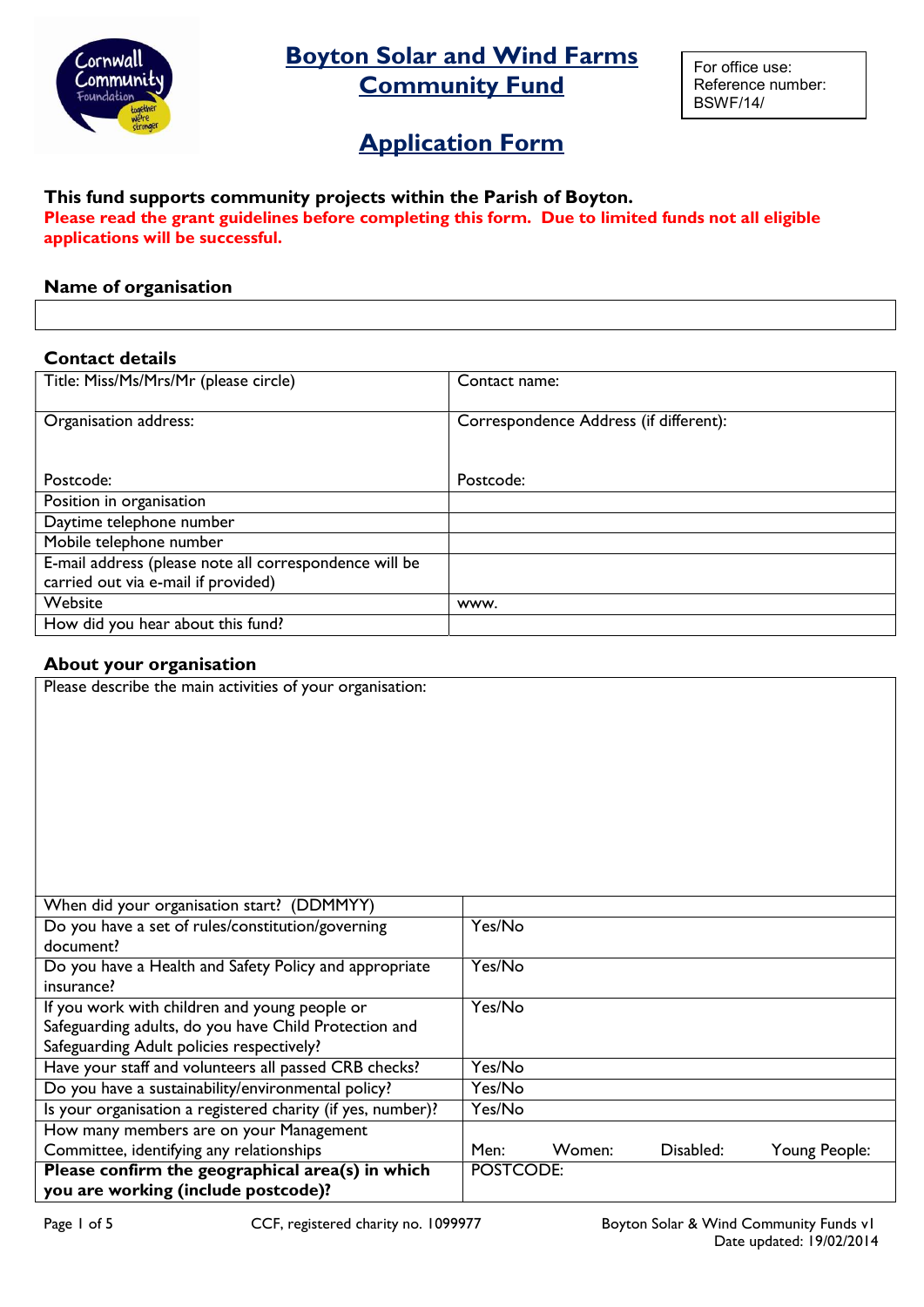# Boyton Solar and Wind Farms Community Fund

| For office use: Reference number: BSWF/14/ |
|---|

## Application Form

**This fund supports community projects within the Parish of Boyton.**

**Please read the grant guidelines before completing this form. Due to limited funds not all eligible applications will be successful.**

### Name of organisation

| |
|---|
| |

### Contact details

| | |
|---|---|
| Title: Miss/Ms/Mrs/Mr (please circle) | Contact name: |
| Organisation address:<br><br>Postcode: | Correspondence Address (if different):<br><br>Postcode: |
| Position in organisation | |
| Daytime telephone number | |
| Mobile telephone number | |
| E-mail address (please note all correspondence will be carried out via e-mail if provided) | |
| Website | www. |
| How did you hear about this fund? | |

### About your organisation

| | |
|---|---|
| Please describe the main activities of your organisation: | |
| When did your organisation start? (DDMMYY) | |
| Do you have a set of rules/constitution/governing document? | Yes/No |
| Do you have a Health and Safety Policy and appropriate insurance? | Yes/No |
| If you work with children and young people or Safeguarding adults, do you have Child Protection and Safeguarding Adult policies respectively? | Yes/No |
| Have your staff and volunteers all passed CRB checks? | Yes/No |
| Do you have a sustainability/environmental policy? | Yes/No |
| Is your organisation a registered charity (if yes, number)? | Yes/No |
| How many members are on your Management Committee, identifying any relationships | Men: Women: Disabled: Young People: |
| **Please confirm the geographical area(s) in which you are working (include postcode)?** | POSTCODE: |

CCF, registered charity no. 1099977

Boyton Solar & Wind Community Funds v1
Date updated: 19/02/2014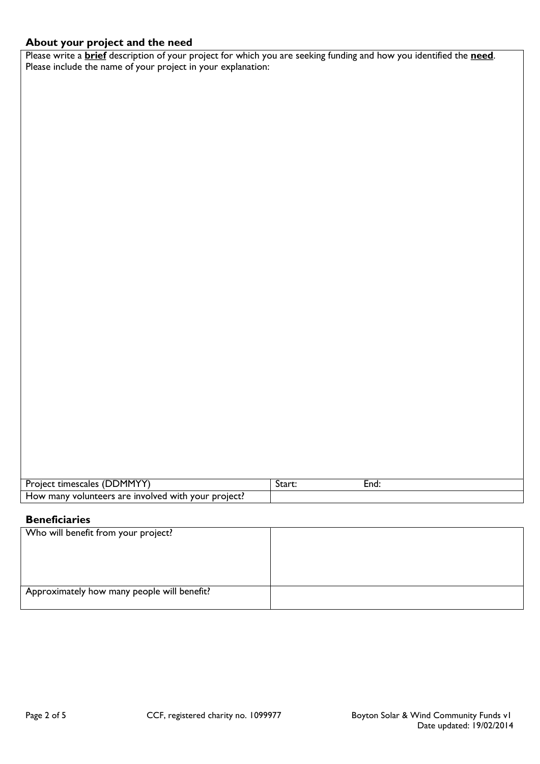## About your project and the need

| Please write a **brief** description of your project for which you are seeking funding and how you identified the **need**. Please include the name of your project in your explanation: | | |
|---|---|---|
| | | |
| Project timescales (DDMMYY) | Start: | End: |
| How many volunteers are involved with your project? | | |

## Beneficiaries

| Who will benefit from your project? | |
|---|---|
| Approximately how many people will benefit? | |

CCF, registered charity no. 1099977

Boyton Solar & Wind Community Funds v1
Date updated: 19/02/2014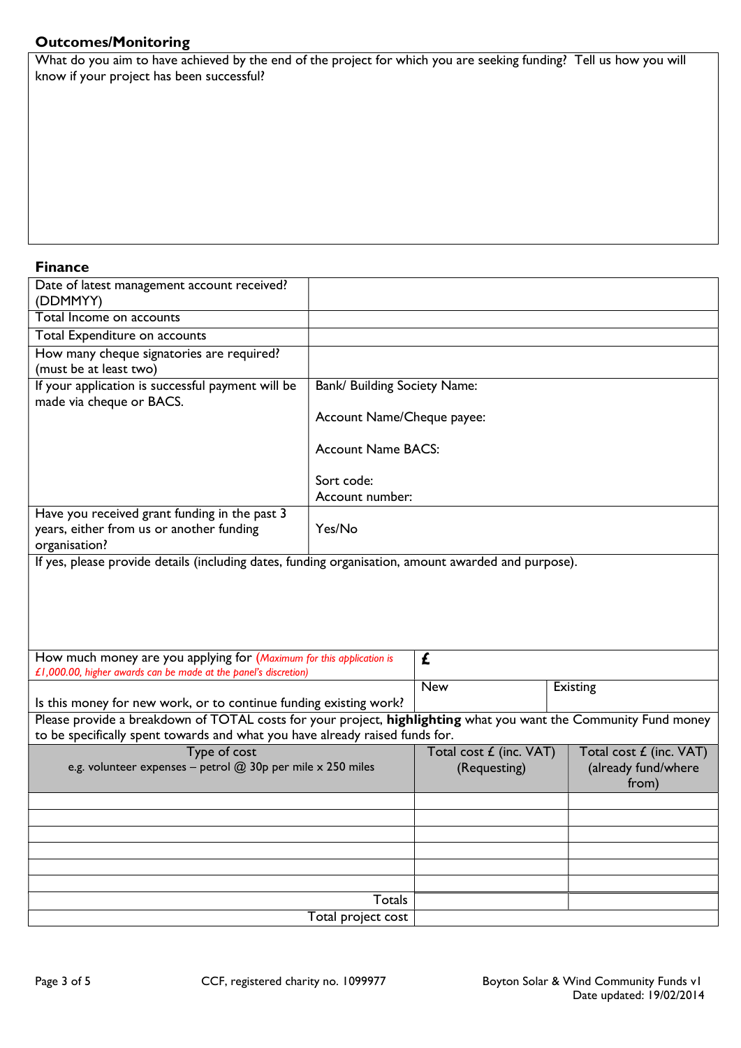## Outcomes/Monitoring

| What do you aim to have achieved by the end of the project for which you are seeking funding? Tell us how you will know if your project has been successful? |
|---|
| |

## Finance

| | |
|---|---|
| Date of latest management account received? (DDMMYY) | |
| Total Income on accounts | |
| Total Expenditure on accounts | |
| How many cheque signatories are required? (must be at least two) | |
| If your application is successful payment will be made via cheque or BACS. | Bank/ Building Society Name:<br><br>Account Name/Cheque payee:<br><br>Account Name BACS:<br><br>Sort code:<br>Account number: |
| Have you received grant funding in the past 3 years, either from us or another funding organisation? | Yes/No |
| If yes, please provide details (including dates, funding organisation, amount awarded and purpose). | |

| | | |
|---|---|---|
| How much money are you applying for (*Maximum for this application is £1,000.00, higher awards can be made at the panel's discretion)* | **£** | |
| Is this money for new work, or to continue funding existing work? | New | Existing |

Please provide a breakdown of TOTAL costs for your project, **highlighting** what you want the Community Fund money to be specifically spent towards and what you have already raised funds for.

| Type of cost<br>e.g. volunteer expenses – petrol @ 30p per mile x 250 miles | Total cost £ (inc. VAT) (Requesting) | Total cost £ (inc. VAT) (already fund/where from) |
|---|---|---|
| | | |
| | | |
| | | |
| | | |
| | | |
| | | |
| Totals | | |
| Total project cost | | |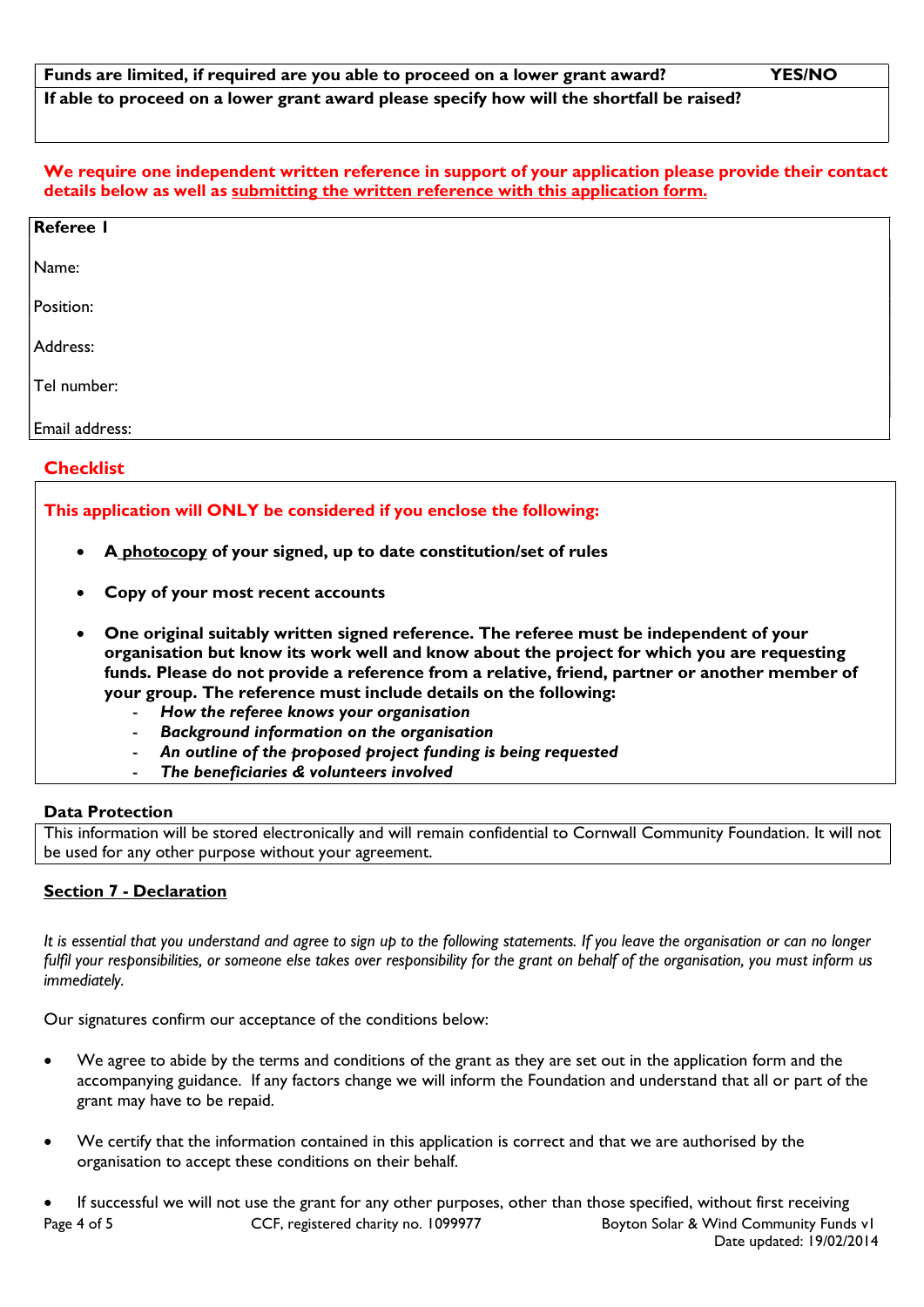| Funds are limited, if required are you able to proceed on a lower grant award? | YES/NO |
|---|---|
| **If able to proceed on a lower grant award please specify how will the shortfall be raised?** | |

**We require one independent written reference in support of your application please provide their contact details below as well as submitting the written reference with this application form.**

**Referee 1**

Name:

Position:

Address:

Tel number:

Email address:

## Checklist

**This application will ONLY be considered if you enclose the following:**

- **A photocopy of your signed, up to date constitution/set of rules**
- **Copy of your most recent accounts**
- **One original suitably written signed reference. The referee must be independent of your organisation but know its work well and know about the project for which you are requesting funds. Please do not provide a reference from a relative, friend, partner or another member of your group. The reference must include details on the following:**
  - ***How the referee knows your organisation***
  - ***Background information on the organisation***
  - ***An outline of the proposed project funding is being requested***
  - ***The beneficiaries & volunteers involved***

**Data Protection**

This information will be stored electronically and will remain confidential to Cornwall Community Foundation. It will not be used for any other purpose without your agreement.

## Section 7 - Declaration

*It is essential that you understand and agree to sign up to the following statements. If you leave the organisation or can no longer fulfil your responsibilities, or someone else takes over responsibility for the grant on behalf of the organisation, you must inform us immediately.*

Our signatures confirm our acceptance of the conditions below:

- We agree to abide by the terms and conditions of the grant as they are set out in the application form and the accompanying guidance. If any factors change we will inform the Foundation and understand that all or part of the grant may have to be repaid.
- We certify that the information contained in this application is correct and that we are authorised by the organisation to accept these conditions on their behalf.
- If successful we will not use the grant for any other purposes, other than those specified, without first receiving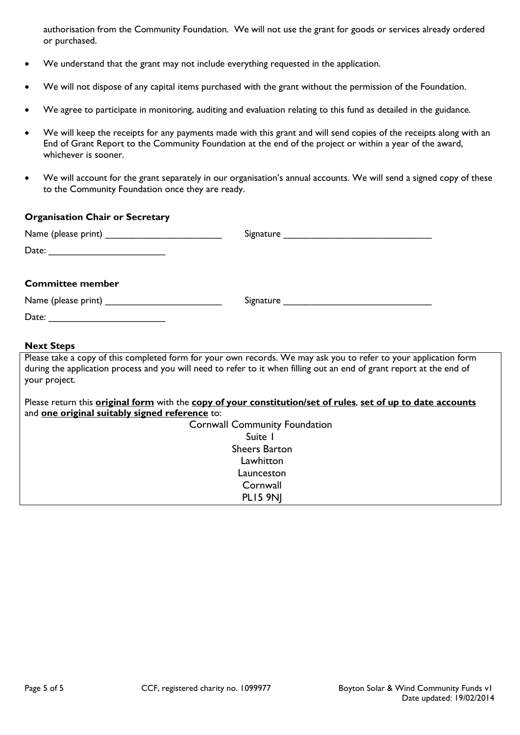authorisation from the Community Foundation. We will not use the grant for goods or services already ordered or purchased.

- We understand that the grant may not include everything requested in the application.
- We will not dispose of any capital items purchased with the grant without the permission of the Foundation.
- We agree to participate in monitoring, auditing and evaluation relating to this fund as detailed in the guidance.
- We will keep the receipts for any payments made with this grant and will send copies of the receipts along with an End of Grant Report to the Community Foundation at the end of the project or within a year of the award, whichever is sooner.
- We will account for the grant separately in our organisation's annual accounts. We will send a signed copy of these to the Community Foundation once they are ready.

**Organisation Chair or Secretary**

Name (please print) ______________________ Signature ____________________________

Date: ______________________

**Committee member**

Name (please print) ______________________ Signature ____________________________

Date: ______________________

**Next Steps**

Please take a copy of this completed form for your own records. We may ask you to refer to your application form during the application process and you will need to refer to it when filling out an end of grant report at the end of your project.

Please return this **original form** with the **copy of your constitution/set of rules**, **set of up to date accounts** and **one original suitably signed reference** to:

Cornwall Community Foundation
Suite 1
Sheers Barton
Lawhitton
Launceston
Cornwall
PL15 9NJ